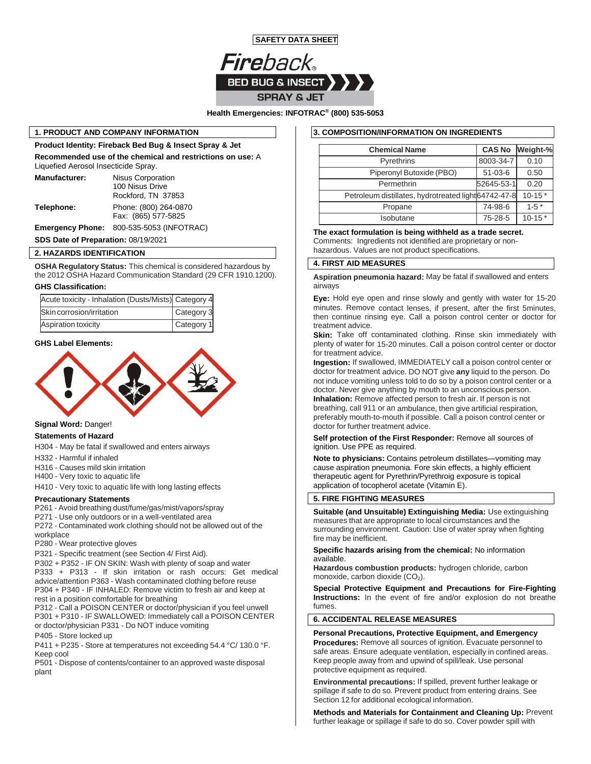**SAFETY DATA SHEET**

**Fireback®**

**BED BUG & INSECT**

**SPRAY & JET**

**Health Emergencies: INFOTRAC® (800) 535-5053**

## 1. PRODUCT AND COMPANY INFORMATION

**Product Identity: Fireback Bed Bug & Insect Spray & Jet**

**Recommended use of the chemical and restrictions on use:** A Liquefied Aerosol Insecticide Spray.

**Manufacturer:** Nisus Corporation
100 Nisus Drive
Rockford, TN 37853

**Telephone:** Phone: (800) 264-0870
Fax: (865) 577-5825

**Emergency Phone:** 800-535-5053 (INFOTRAC)

**SDS Date of Preparation:** 08/19/2021

## 2. HAZARDS IDENTIFICATION

**OSHA Regulatory Status:** This chemical is considered hazardous by the 2012 OSHA Hazard Communication Standard (29 CFR 1910.1200).

**GHS Classification:**

| | |
|---|---|
| Acute toxicity - Inhalation (Dusts/Mists) | Category 4 |
| Skin corrosion/irritation | Category 3 |
| Aspiration toxicity | Category 1 |

**GHS Label Elements:**

**Signal Word:** Danger!

**Statements of Hazard**

H304 - May be fatal if swallowed and enters airways

H332 - Harmful if inhaled

H316 - Causes mild skin irritation

H400 - Very toxic to aquatic life

H410 - Very toxic to aquatic life with long lasting effects

**Precautionary Statements**

P261 - Avoid breathing dust/fume/gas/mist/vapors/spray

P271 - Use only outdoors or in a well-ventilated area

P272 - Contaminated work clothing should not be allowed out of the workplace

P280 - Wear protective gloves

P321 - Specific treatment (see Section 4/ First Aid).

P302 + P352 - IF ON SKIN: Wash with plenty of soap and water

P333 + P313 - If skin irritation or rash occurs: Get medical advice/attention P363 - Wash contaminated clothing before reuse

P304 + P340 - IF INHALED: Remove victim to fresh air and keep at rest in a position comfortable for breathing

P312 - Call a POISON CENTER or doctor/physician if you feel unwell

P301 + P310 - IF SWALLOWED: Immediately call a POISON CENTER or doctor/physician P331 - Do NOT induce vomiting

P405 - Store locked up

P411 + P235 - Store at temperatures not exceeding 54.4 °C/ 130.0 °F. Keep cool

P501 - Dispose of contents/container to an approved waste disposal plant

## 3. COMPOSITION/INFORMATION ON INGREDIENTS

| Chemical Name | CAS No | Weight-% |
|---|---|---|
| Pyrethrins | 8003-34-7 | 0.10 |
| Piperonyl Butoxide (PBO) | 51-03-6 | 0.50 |
| Permethrin | 52645-53-1 | 0.20 |
| Petroleum distillates, hydrotreated light | 64742-47-8 | 10-15 * |
| Propane | 74-98-6 | 1-5 * |
| Isobutane | 75-28-5 | 10-15 * |

**The exact formulation is being withheld as a trade secret.**
Comments: Ingredients not identified are proprietary or non-hazardous. Values are not product specifications.

## 4. FIRST AID MEASURES

**Aspiration pneumonia hazard:** May be fatal if swallowed and enters airways

**Eye:** Hold eye open and rinse slowly and gently with water for 15-20 minutes. Remove contact lenses, if present, after the first 5minutes, then continue rinsing eye. Call a poison control center or doctor for treatment advice.

**Skin:** Take off contaminated clothing. Rinse skin immediately with plenty of water for 15-20 minutes. Call a poison control center or doctor for treatment advice.

**Ingestion:** If swallowed, IMMEDIATELY call a poison control center or doctor for treatment advice. DO NOT give **any** liquid to the person. Do not induce vomiting unless told to do so by a poison control center or a doctor. Never give anything by mouth to an unconscious person.

**Inhalation:** Remove affected person to fresh air. If person is not breathing, call 911 or an ambulance, then give artificial respiration, preferably mouth-to-mouth if possible. Call a poison control center or doctor for further treatment advice.

**Self protection of the First Responder:** Remove all sources of ignition. Use PPE as required.

**Note to physicians:** Contains petroleum distillates—vomiting may cause aspiration pneumonia. Fore skin effects, a highly efficient therapeutic agent for Pyrethrin/Pyrethroig exposure is topical application of tocopherol acetate (Vitamin E).

## 5. FIRE FIGHTING MEASURES

**Suitable (and Unsuitable) Extinguishing Media:** Use extinguishing measures that are appropriate to local circumstances and the surrounding environment. Caution: Use of water spray when fighting fire may be inefficient.

**Specific hazards arising from the chemical:** No information available.

**Hazardous combustion products:** hydrogen chloride, carbon monoxide, carbon dioxide ($CO_2$).

**Special Protective Equipment and Precautions for Fire-Fighting Instructions:** In the event of fire and/or explosion do not breathe fumes.

## 6. ACCIDENTAL RELEASE MEASURES

**Personal Precautions, Protective Equipment, and Emergency Procedures:** Remove all sources of ignition. Evacuate personnel to safe areas. Ensure adequate ventilation, especially in confined areas. Keep people away from and upwind of spill/leak. Use personal protective equipment as required.

**Environmental precautions:** If spilled, prevent further leakage or spillage if safe to do so. Prevent product from entering drains. See Section 12 for additional ecological information.

**Methods and Materials for Containment and Cleaning Up:** Prevent further leakage or spillage if safe to do so. Cover powder spill with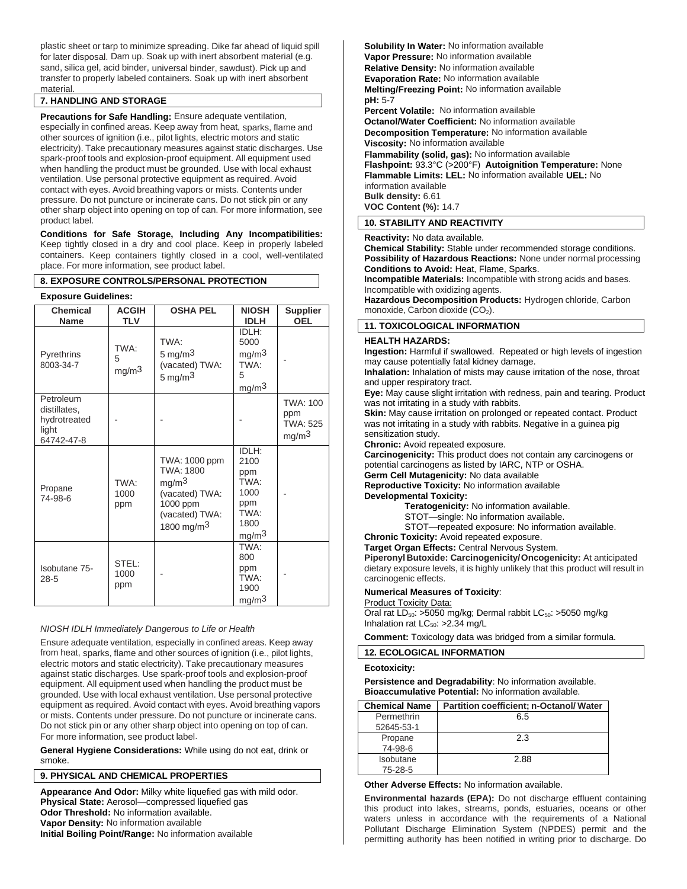plastic sheet or tarp to minimize spreading. Dike far ahead of liquid spill for later disposal. Dam up. Soak up with inert absorbent material (e.g. sand, silica gel, acid binder, universal binder, sawdust). Pick up and transfer to properly labeled containers. Soak up with inert absorbent material.

## 7. HANDLING AND STORAGE

**Precautions for Safe Handling:** Ensure adequate ventilation, especially in confined areas. Keep away from heat, sparks, flame and other sources of ignition (i.e., pilot lights, electric motors and static electricity). Take precautionary measures against static discharges. Use spark-proof tools and explosion-proof equipment. All equipment used when handling the product must be grounded. Use with local exhaust ventilation. Use personal protective equipment as required. Avoid contact with eyes. Avoid breathing vapors or mists. Contents under pressure. Do not puncture or incinerate cans. Do not stick pin or any other sharp object into opening on top of can. For more information, see product label.

**Conditions for Safe Storage, Including Any Incompatibilities:** Keep tightly closed in a dry and cool place. Keep in properly labeled containers. Keep containers tightly closed in a cool, well-ventilated place. For more information, see product label.

## 8. EXPOSURE CONTROLS/PERSONAL PROTECTION

**Exposure Guidelines:**

| Chemical Name | ACGIH TLV | OSHA PEL | NIOSH IDLH | Supplier OEL |
|---|---|---|---|---|
| Pyrethrins 8003-34-7 | TWA: 5 mg/m3 | TWA: 5 mg/m3 (vacated) TWA: 5 mg/m3 | IDLH: 5000 mg/m3 TWA: 5 mg/m3 | - |
| Petroleum distillates, hydrotreated light 64742-47-8 | - | - | - | TWA: 100 ppm TWA: 525 mg/m3 |
| Propane 74-98-6 | TWA: 1000 ppm | TWA: 1000 ppm TWA: 1800 mg/m3 (vacated) TWA: 1000 ppm (vacated) TWA: 1800 mg/m3 | IDLH: 2100 ppm TWA: 1000 ppm TWA: 1800 mg/m3 | - |
| Isobutane 75-28-5 | STEL: 1000 ppm | - | TWA: 800 ppm TWA: 1900 mg/m3 | - |

*NIOSH IDLH Immediately Dangerous to Life or Health*

Ensure adequate ventilation, especially in confined areas. Keep away from heat, sparks, flame and other sources of ignition (i.e., pilot lights, electric motors and static electricity). Take precautionary measures against static discharges. Use spark-proof tools and explosion-proof equipment. All equipment used when handling the product must be grounded. Use with local exhaust ventilation. Use personal protective equipment as required. Avoid contact with eyes. Avoid breathing vapors or mists. Contents under pressure. Do not puncture or incinerate cans. Do not stick pin or any other sharp object into opening on top of can. For more information, see product label.

**General Hygiene Considerations:** While using do not eat, drink or smoke.

## 9. PHYSICAL AND CHEMICAL PROPERTIES

**Appearance And Odor:** Milky white liquefied gas with mild odor.
**Physical State:** Aerosol—compressed liquefied gas
**Odor Threshold:** No information available.
**Vapor Density:** No information available
**Initial Boiling Point/Range:** No information available
**Solubility In Water:** No information available
**Vapor Pressure:** No information available
**Relative Density:** No information available
**Evaporation Rate:** No information available
**Melting/Freezing Point:** No information available
**pH:** 5-7
**Percent Volatile:** No information available
**Octanol/Water Coefficient:** No information available
**Decomposition Temperature:** No information available
**Viscosity:** No information available
**Flammability (solid, gas):** No information available
**Flashpoint:** 93.3°C (>200°F) **Autoignition Temperature:** None
**Flammable Limits: LEL:** No information available **UEL:** No information available
**Bulk density:** 6.61
**VOC Content (%):** 14.7

## 10. STABILITY AND REACTIVITY

**Reactivity:** No data available.
**Chemical Stability:** Stable under recommended storage conditions.
**Possibility of Hazardous Reactions:** None under normal processing
**Conditions to Avoid:** Heat, Flame, Sparks.
**Incompatible Materials:** Incompatible with strong acids and bases. Incompatible with oxidizing agents.
**Hazardous Decomposition Products:** Hydrogen chloride, Carbon monoxide, Carbon dioxide ($CO_2$).

## 11. TOXICOLOGICAL INFORMATION

**HEALTH HAZARDS:**

**Ingestion:** Harmful if swallowed. Repeated or high levels of ingestion may cause potentially fatal kidney damage.
**Inhalation:** Inhalation of mists may cause irritation of the nose, throat and upper respiratory tract.
**Eye:** May cause slight irritation with redness, pain and tearing. Product was not irritating in a study with rabbits.
**Skin:** May cause irritation on prolonged or repeated contact. Product was not irritating in a study with rabbits. Negative in a guinea pig sensitization study.
**Chronic:** Avoid repeated exposure.
**Carcinogenicity:** This product does not contain any carcinogens or potential carcinogens as listed by IARC, NTP or OSHA.
**Germ Cell Mutagenicity:** No data available
**Reproductive Toxicity:** No information available
**Developmental Toxicity:**

- **Teratogenicity:** No information available.
- STOT—single: No information available.
- STOT—repeated exposure: No information available.

**Chronic Toxicity:** Avoid repeated exposure.
**Target Organ Effects:** Central Nervous System.
**Piperonyl Butoxide: Carcinogenicity/Oncogenicity:** At anticipated dietary exposure levels, it is highly unlikely that this product will result in carcinogenic effects.

**Numerical Measures of Toxicity**:

Product Toxicity Data:
Oral rat $LD_{50}$: >5050 mg/kg; Dermal rabbit $LC_{50}$: >5050 mg/kg
Inhalation rat $LC_{50}$: >2.34 mg/L

**Comment:** Toxicology data was bridged from a similar formula.

## 12. ECOLOGICAL INFORMATION

**Ecotoxicity:**

**Persistence and Degradability**: No information available.
**Bioaccumulative Potential:** No information available.

| Chemical Name | Partition coefficient; n-Octanol/ Water |
|---|---|
| Permethrin 52645-53-1 | 6.5 |
| Propane 74-98-6 | 2.3 |
| Isobutane 75-28-5 | 2.88 |

**Other Adverse Effects:** No information available.

**Environmental hazards (EPA):** Do not discharge effluent containing this product into lakes, streams, ponds, estuaries, oceans or other waters unless in accordance with the requirements of a National Pollutant Discharge Elimination System (NPDES) permit and the permitting authority has been notified in writing prior to discharge. Do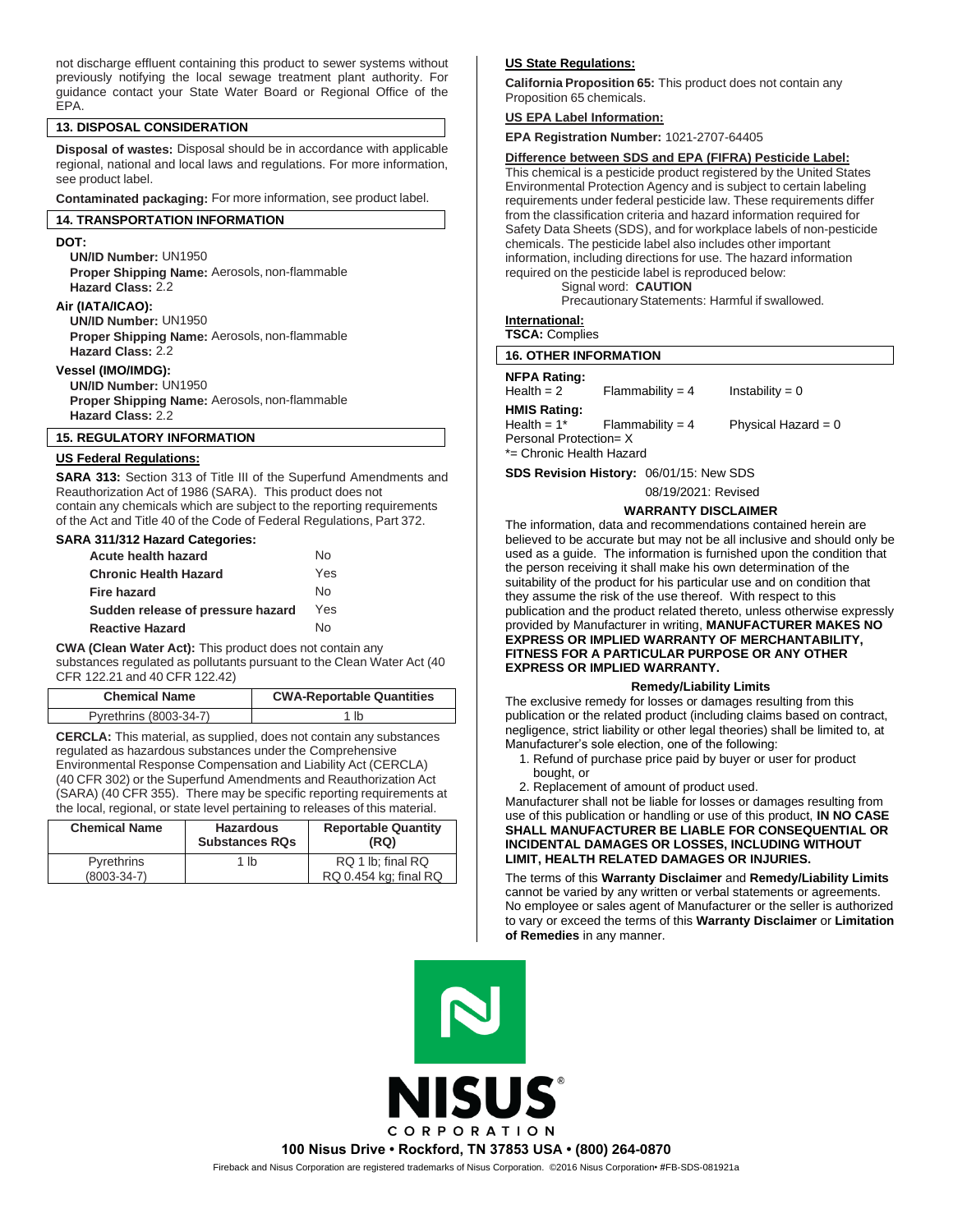not discharge effluent containing this product to sewer systems without previously notifying the local sewage treatment plant authority. For guidance contact your State Water Board or Regional Office of the EPA.

## 13. DISPOSAL CONSIDERATION

**Disposal of wastes:** Disposal should be in accordance with applicable regional, national and local laws and regulations. For more information, see product label.

**Contaminated packaging:** For more information, see product label.

## 14. TRANSPORTATION INFORMATION

**DOT:**

**UN/ID Number:** UN1950
**Proper Shipping Name:** Aerosols, non-flammable
**Hazard Class:** 2.2

**Air (IATA/ICAO):**

**UN/ID Number:** UN1950
**Proper Shipping Name:** Aerosols, non-flammable
**Hazard Class:** 2.2

**Vessel (IMO/IMDG):**

**UN/ID Number:** UN1950
**Proper Shipping Name:** Aerosols, non-flammable
**Hazard Class:** 2.2

## 15. REGULATORY INFORMATION

**US Federal Regulations:**

**SARA 313:** Section 313 of Title III of the Superfund Amendments and Reauthorization Act of 1986 (SARA). This product does not contain any chemicals which are subject to the reporting requirements of the Act and Title 40 of the Code of Federal Regulations, Part 372.

**SARA 311/312 Hazard Categories:**

| | |
|---|---|
| **Acute health hazard** | No |
| **Chronic Health Hazard** | Yes |
| **Fire hazard** | No |
| **Sudden release of pressure hazard** | Yes |
| **Reactive Hazard** | No |

**CWA (Clean Water Act):** This product does not contain any substances regulated as pollutants pursuant to the Clean Water Act (40 CFR 122.21 and 40 CFR 122.42)

| Chemical Name | CWA-Reportable Quantities |
|---|---|
| Pyrethrins (8003-34-7) | 1 lb |

**CERCLA:** This material, as supplied, does not contain any substances regulated as hazardous substances under the Comprehensive Environmental Response Compensation and Liability Act (CERCLA) (40 CFR 302) or the Superfund Amendments and Reauthorization Act (SARA) (40 CFR 355). There may be specific reporting requirements at the local, regional, or state level pertaining to releases of this material.

| Chemical Name | Hazardous Substances RQs | Reportable Quantity (RQ) |
|---|---|---|
| Pyrethrins (8003-34-7) | 1 lb | RQ 1 lb; final RQ RQ 0.454 kg; final RQ |

**US State Regulations:**

**California Proposition 65:** This product does not contain any Proposition 65 chemicals.

**US EPA Label Information:**

**EPA Registration Number:** 1021-2707-64405

**Difference between SDS and EPA (FIFRA) Pesticide Label:**
This chemical is a pesticide product registered by the United States Environmental Protection Agency and is subject to certain labeling requirements under federal pesticide law. These requirements differ from the classification criteria and hazard information required for Safety Data Sheets (SDS), and for workplace labels of non-pesticide chemicals. The pesticide label also includes other important information, including directions for use. The hazard information required on the pesticide label is reproduced below:

Signal word: **CAUTION**
Precautionary Statements: Harmful if swallowed.

**International:**
**TSCA:** Complies

## 16. OTHER INFORMATION

**NFPA Rating:**
Health = 2 Flammability = 4 Instability = 0

**HMIS Rating:**
Health = 1* Flammability = 4 Physical Hazard = 0
Personal Protection= X
*= Chronic Health Hazard

**SDS Revision History:** 06/01/15: New SDS
08/19/2021: Revised

### WARRANTY DISCLAIMER

The information, data and recommendations contained herein are believed to be accurate but may not be all inclusive and should only be used as a guide. The information is furnished upon the condition that the person receiving it shall make his own determination of the suitability of the product for his particular use and on condition that they assume the risk of the use thereof. With respect to this publication and the product related thereto, unless otherwise expressly provided by Manufacturer in writing, **MANUFACTURER MAKES NO EXPRESS OR IMPLIED WARRANTY OF MERCHANTABILITY, FITNESS FOR A PARTICULAR PURPOSE OR ANY OTHER EXPRESS OR IMPLIED WARRANTY.**

### Remedy/Liability Limits

The exclusive remedy for losses or damages resulting from this publication or the related product (including claims based on contract, negligence, strict liability or other legal theories) shall be limited to, at Manufacturer's sole election, one of the following:

1. Refund of purchase price paid by buyer or user for product bought, or
2. Replacement of amount of product used.

Manufacturer shall not be liable for losses or damages resulting from use of this publication or handling or use of this product, **IN NO CASE SHALL MANUFACTURER BE LIABLE FOR CONSEQUENTIAL OR INCIDENTAL DAMAGES OR LOSSES, INCLUDING WITHOUT LIMIT, HEALTH RELATED DAMAGES OR INJURIES.**

The terms of this **Warranty Disclaimer** and **Remedy/Liability Limits** cannot be varied by any written or verbal statements or agreements. No employee or sales agent of Manufacturer or the seller is authorized to vary or exceed the terms of this **Warranty Disclaimer** or **Limitation of Remedies** in any manner.

NISUS® CORPORATION

**100 Nisus Drive • Rockford, TN 37853 USA • (800) 264-0870**

Fireback and Nisus Corporation are registered trademarks of Nisus Corporation. ©2016 Nisus Corporation• #FB-SDS-081921a